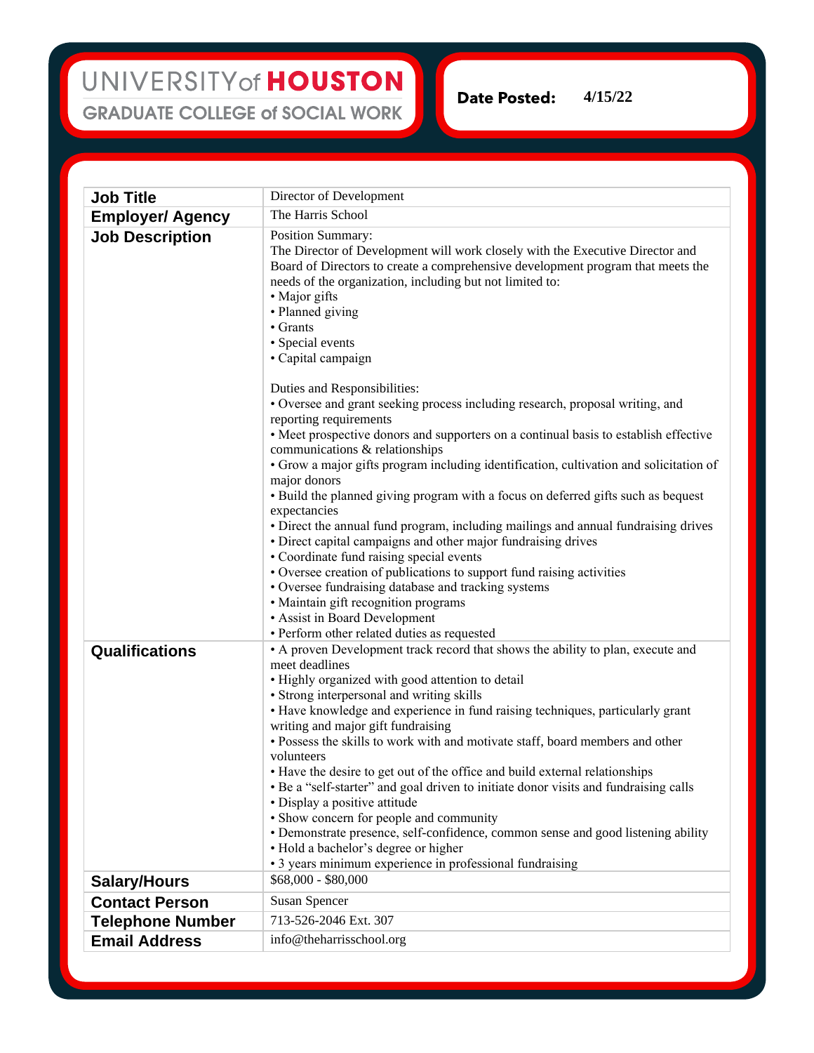# UNIVERSITY of HOUSTON

## GRADUATE COLLEGE of SOCIAL WORK

**Date Posted:** 4/15/22

| | |
|---|---|
| **Job Title** | Director of Development |
| **Employer/ Agency** | The Harris School |
| **Job Description** | Position Summary:<br>The Director of Development will work closely with the Executive Director and Board of Directors to create a comprehensive development program that meets the needs of the organization, including but not limited to:<br>• Major gifts<br>• Planned giving<br>• Grants<br>• Special events<br>• Capital campaign<br><br>Duties and Responsibilities:<br>• Oversee and grant seeking process including research, proposal writing, and reporting requirements<br>• Meet prospective donors and supporters on a continual basis to establish effective communications & relationships<br>• Grow a major gifts program including identification, cultivation and solicitation of major donors<br>• Build the planned giving program with a focus on deferred gifts such as bequest expectancies<br>• Direct the annual fund program, including mailings and annual fundraising drives<br>• Direct capital campaigns and other major fundraising drives<br>• Coordinate fund raising special events<br>• Oversee creation of publications to support fund raising activities<br>• Oversee fundraising database and tracking systems<br>• Maintain gift recognition programs<br>• Assist in Board Development<br>• Perform other related duties as requested |
| **Qualifications** | • A proven Development track record that shows the ability to plan, execute and meet deadlines<br>• Highly organized with good attention to detail<br>• Strong interpersonal and writing skills<br>• Have knowledge and experience in fund raising techniques, particularly grant writing and major gift fundraising<br>• Possess the skills to work with and motivate staff, board members and other volunteers<br>• Have the desire to get out of the office and build external relationships<br>• Be a "self-starter" and goal driven to initiate donor visits and fundraising calls<br>• Display a positive attitude<br>• Show concern for people and community<br>• Demonstrate presence, self-confidence, common sense and good listening ability<br>• Hold a bachelor's degree or higher<br>• 3 years minimum experience in professional fundraising |
| **Salary/Hours** | $68,000 - $80,000 |
| **Contact Person** | Susan Spencer |
| **Telephone Number** | 713-526-2046 Ext. 307 |
| **Email Address** | info@theharrisschool.org |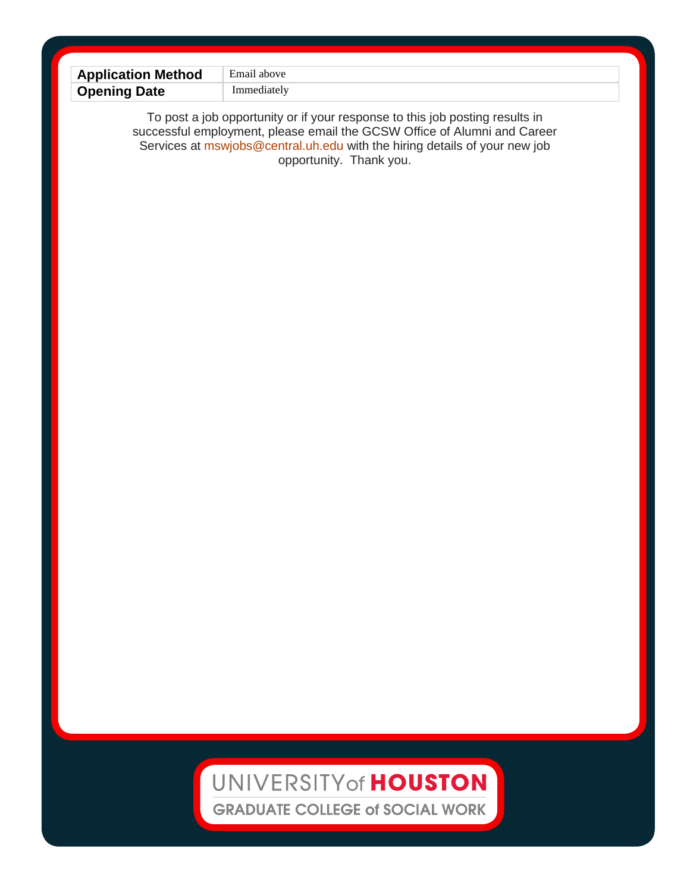| | |
|---|---|
| **Application Method** | Email above |
| **Opening Date** | Immediately |

To post a job opportunity or if your response to this job posting results in successful employment, please email the GCSW Office of Alumni and Career Services at mswjobs@central.uh.edu with the hiring details of your new job opportunity. Thank you.

UNIVERSITY of HOUSTON
GRADUATE COLLEGE of SOCIAL WORK